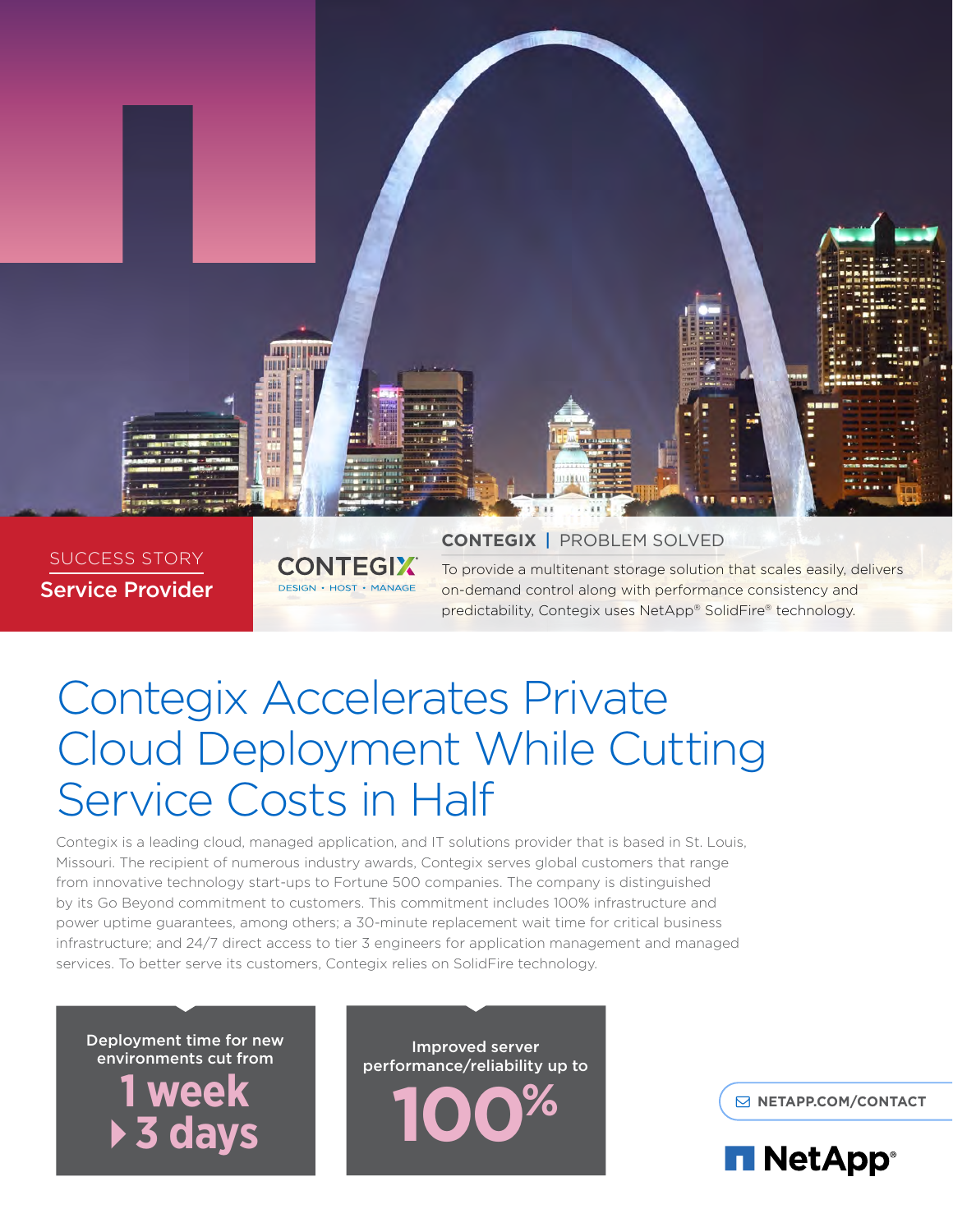SUCCESS STORY

**Service Provider**

CONTEGIX

DESIGN • HOST • MANAGE

**CONTEGIX** | PROBLEM SOLVED

To provide a multitenant storage solution that scales easily, delivers on-demand control along with performance consistency and predictability, Contegix uses NetApp® SolidFire® technology.

# Contegix Accelerates Private Cloud Deployment While Cutting Service Costs in Half

Contegix is a leading cloud, managed application, and IT solutions provider that is based in St. Louis, Missouri. The recipient of numerous industry awards, Contegix serves global customers that range from innovative technology start-ups to Fortune 500 companies. The company is distinguished by its Go Beyond commitment to customers. This commitment includes 100% infrastructure and power uptime guarantees, among others; a 30-minute replacement wait time for critical business infrastructure; and 24/7 direct access to tier 3 engineers for application management and managed services. To better serve its customers, Contegix relies on SolidFire technology.

**Deployment time for new environments cut from**

**1 week ▸ 3 days**

**Improved server performance/reliability up to**

**100%**

NETAPP.COM/CONTACT

NetApp®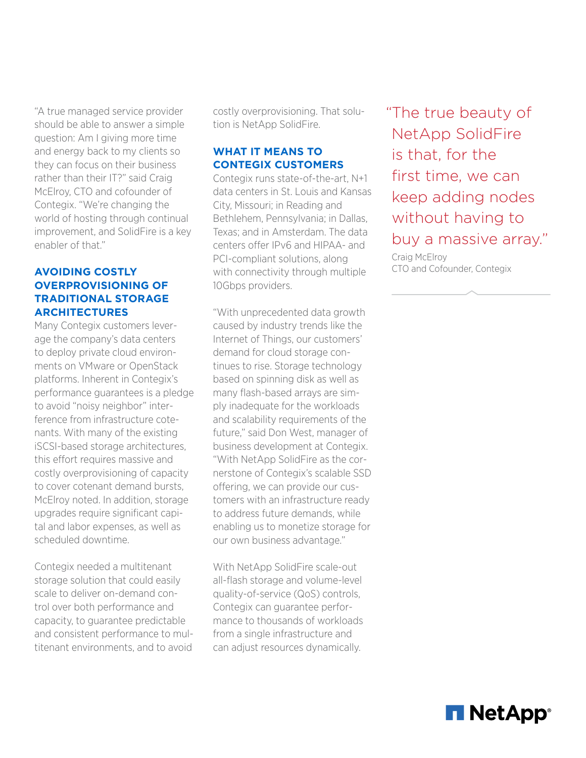"A true managed service provider should be able to answer a simple question: Am I giving more time and energy back to my clients so they can focus on their business rather than their IT?" said Craig McElroy, CTO and cofounder of Contegix. "We're changing the world of hosting through continual improvement, and SolidFire is a key enabler of that."

## AVOIDING COSTLY OVERPROVISIONING OF TRADITIONAL STORAGE ARCHITECTURES

Many Contegix customers leverage the company's data centers to deploy private cloud environments on VMware or OpenStack platforms. Inherent in Contegix's performance guarantees is a pledge to avoid "noisy neighbor" interference from infrastructure cotenants. With many of the existing iSCSI-based storage architectures, this effort requires massive and costly overprovisioning of capacity to cover cotenant demand bursts, McElroy noted. In addition, storage upgrades require significant capital and labor expenses, as well as scheduled downtime.

Contegix needed a multitenant storage solution that could easily scale to deliver on-demand control over both performance and capacity, to guarantee predictable and consistent performance to multitenant environments, and to avoid costly overprovisioning. That solution is NetApp SolidFire.

## WHAT IT MEANS TO CONTEGIX CUSTOMERS

Contegix runs state-of-the-art, N+1 data centers in St. Louis and Kansas City, Missouri; in Reading and Bethlehem, Pennsylvania; in Dallas, Texas; and in Amsterdam. The data centers offer IPv6 and HIPAA- and PCI-compliant solutions, along with connectivity through multiple 10Gbps providers.

"With unprecedented data growth caused by industry trends like the Internet of Things, our customers' demand for cloud storage continues to rise. Storage technology based on spinning disk as well as many flash-based arrays are simply inadequate for the workloads and scalability requirements of the future," said Don West, manager of business development at Contegix. "With NetApp SolidFire as the cornerstone of Contegix's scalable SSD offering, we can provide our customers with an infrastructure ready to address future demands, while enabling us to monetize storage for our own business advantage."

With NetApp SolidFire scale-out all-flash storage and volume-level quality-of-service (QoS) controls, Contegix can guarantee performance to thousands of workloads from a single infrastructure and can adjust resources dynamically.

> "The true beauty of NetApp SolidFire is that, for the first time, we can keep adding nodes without having to buy a massive array."
>
> Craig McElroy
> CTO and Cofounder, Contegix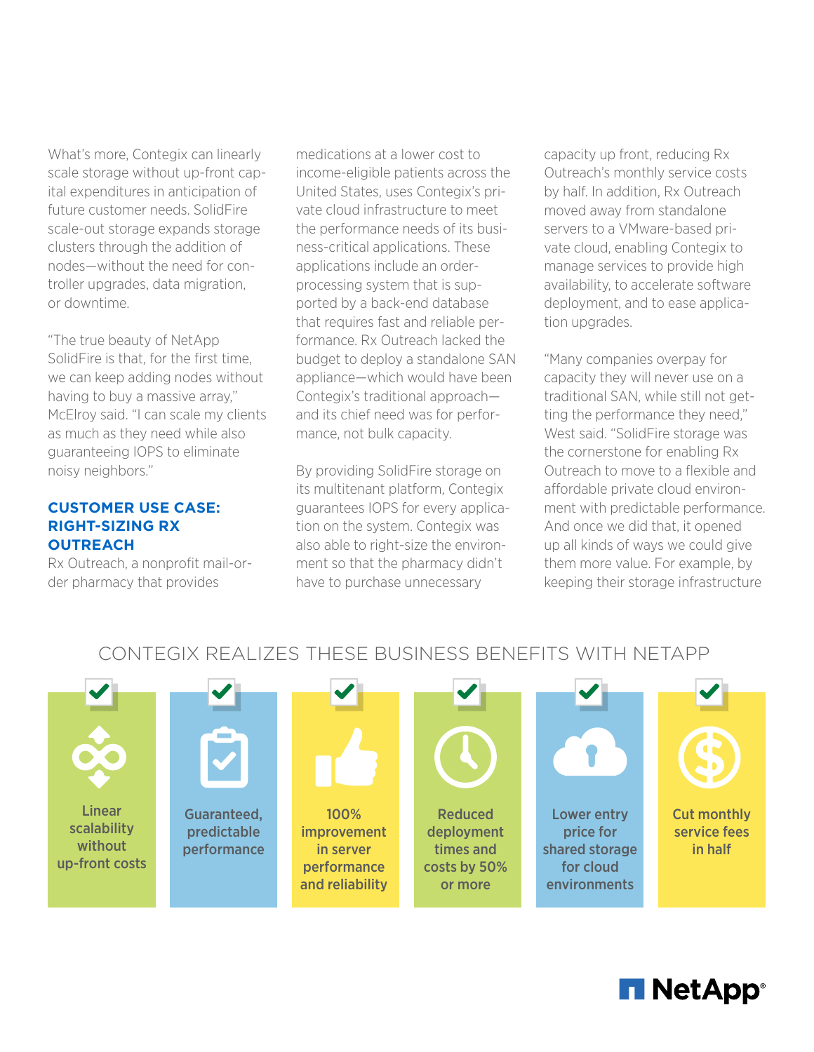What's more, Contegix can linearly scale storage without up-front capital expenditures in anticipation of future customer needs. SolidFire scale-out storage expands storage clusters through the addition of nodes—without the need for controller upgrades, data migration, or downtime.

"The true beauty of NetApp SolidFire is that, for the first time, we can keep adding nodes without having to buy a massive array," McElroy said. "I can scale my clients as much as they need while also guaranteeing IOPS to eliminate noisy neighbors."

## CUSTOMER USE CASE: RIGHT-SIZING RX OUTREACH

Rx Outreach, a nonprofit mail-order pharmacy that provides medications at a lower cost to income-eligible patients across the United States, uses Contegix's private cloud infrastructure to meet the performance needs of its business-critical applications. These applications include an order-processing system that is supported by a back-end database that requires fast and reliable performance. Rx Outreach lacked the budget to deploy a standalone SAN appliance—which would have been Contegix's traditional approach—and its chief need was for performance, not bulk capacity.

By providing SolidFire storage on its multitenant platform, Contegix guarantees IOPS for every application on the system. Contegix was also able to right-size the environment so that the pharmacy didn't have to purchase unnecessary capacity up front, reducing Rx Outreach's monthly service costs by half. In addition, Rx Outreach moved away from standalone servers to a VMware-based private cloud, enabling Contegix to manage services to provide high availability, to accelerate software deployment, and to ease application upgrades.

"Many companies overpay for capacity they will never use on a traditional SAN, while still not getting the performance they need," West said. "SolidFire storage was the cornerstone for enabling Rx Outreach to move to a flexible and affordable private cloud environment with predictable performance. And once we did that, it opened up all kinds of ways we could give them more value. For example, by keeping their storage infrastructure

## CONTEGIX REALIZES THESE BUSINESS BENEFITS WITH NETAPP

- Linear scalability without up-front costs
- Guaranteed, predictable performance
- 100% improvement in server performance and reliability
- Reduced deployment times and costs by 50% or more
- Lower entry price for shared storage for cloud environments
- Cut monthly service fees in half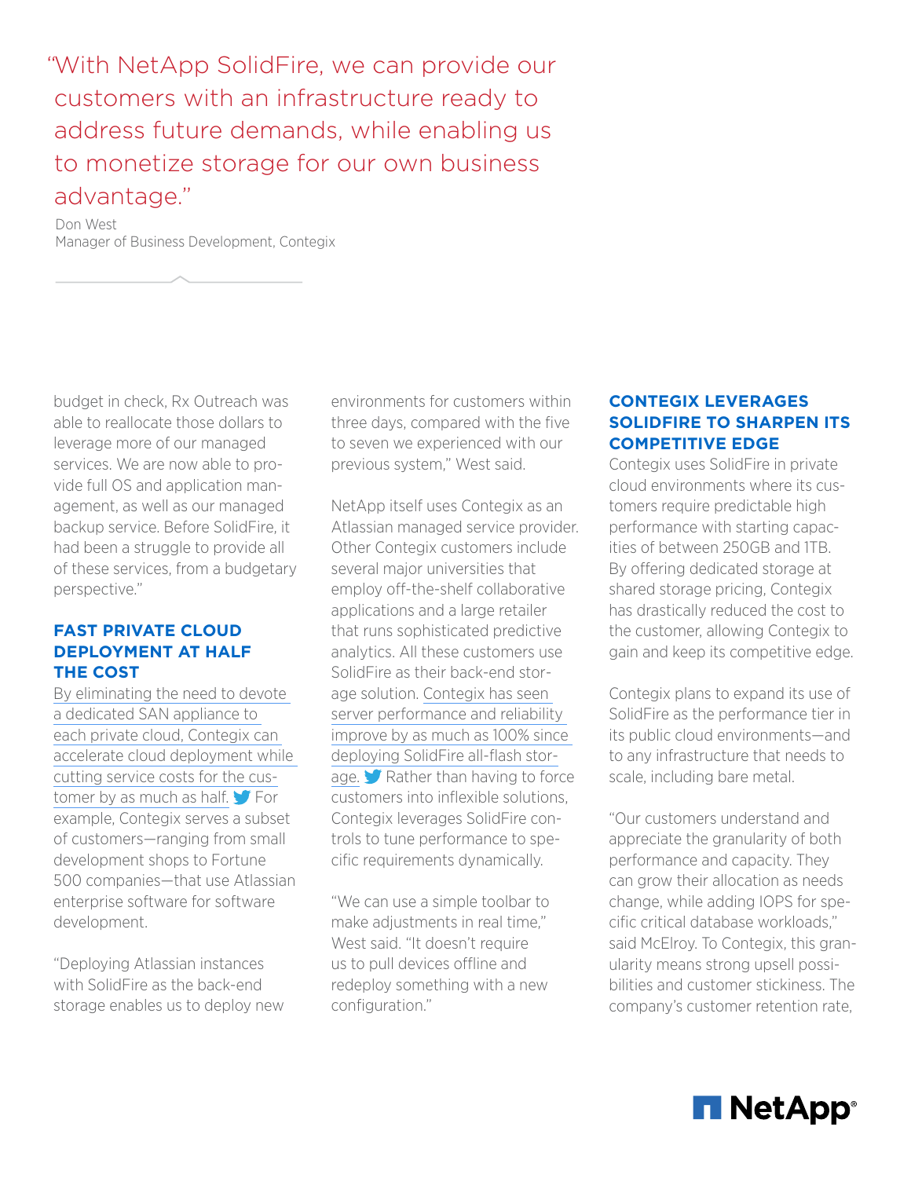> "With NetApp SolidFire, we can provide our customers with an infrastructure ready to address future demands, while enabling us to monetize storage for our own business advantage."
>
> Don West
> Manager of Business Development, Contegix

budget in check, Rx Outreach was able to reallocate those dollars to leverage more of our managed services. We are now able to provide full OS and application management, as well as our managed backup service. Before SolidFire, it had been a struggle to provide all of these services, from a budgetary perspective."

## FAST PRIVATE CLOUD DEPLOYMENT AT HALF THE COST

By eliminating the need to devote a dedicated SAN appliance to each private cloud, Contegix can accelerate cloud deployment while cutting service costs for the customer by as much as half. For example, Contegix serves a subset of customers—ranging from small development shops to Fortune 500 companies—that use Atlassian enterprise software for software development.

"Deploying Atlassian instances with SolidFire as the back-end storage enables us to deploy new environments for customers within three days, compared with the five to seven we experienced with our previous system," West said.

NetApp itself uses Contegix as an Atlassian managed service provider. Other Contegix customers include several major universities that employ off-the-shelf collaborative applications and a large retailer that runs sophisticated predictive analytics. All these customers use SolidFire as their back-end storage solution. Contegix has seen server performance and reliability improve by as much as 100% since deploying SolidFire all-flash storage. Rather than having to force customers into inflexible solutions, Contegix leverages SolidFire controls to tune performance to specific requirements dynamically.

"We can use a simple toolbar to make adjustments in real time," West said. "It doesn't require us to pull devices offline and redeploy something with a new configuration."

## CONTEGIX LEVERAGES SOLIDFIRE TO SHARPEN ITS COMPETITIVE EDGE

Contegix uses SolidFire in private cloud environments where its customers require predictable high performance with starting capacities of between 250GB and 1TB. By offering dedicated storage at shared storage pricing, Contegix has drastically reduced the cost to the customer, allowing Contegix to gain and keep its competitive edge.

Contegix plans to expand its use of SolidFire as the performance tier in its public cloud environments—and to any infrastructure that needs to scale, including bare metal.

"Our customers understand and appreciate the granularity of both performance and capacity. They can grow their allocation as needs change, while adding IOPS for specific critical database workloads," said McElroy. To Contegix, this granularity means strong upsell possibilities and customer stickiness. The company's customer retention rate,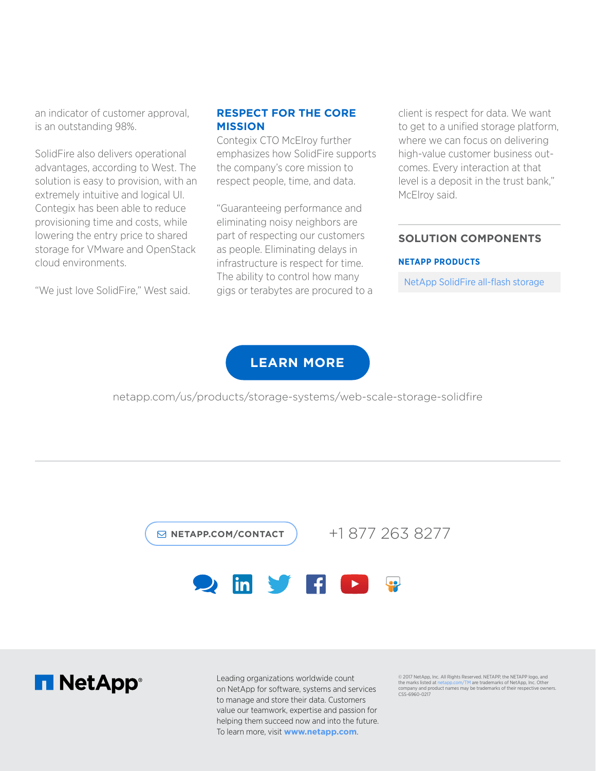an indicator of customer approval, is an outstanding 98%.

SolidFire also delivers operational advantages, according to West. The solution is easy to provision, with an extremely intuitive and logical UI. Contegix has been able to reduce provisioning time and costs, while lowering the entry price to shared storage for VMware and OpenStack cloud environments.

"We just love SolidFire," West said.

## RESPECT FOR THE CORE MISSION

Contegix CTO McElroy further emphasizes how SolidFire supports the company's core mission to respect people, time, and data.

"Guaranteeing performance and eliminating noisy neighbors are part of respecting our customers as people. Eliminating delays in infrastructure is respect for time. The ability to control how many gigs or terabytes are procured to a client is respect for data. We want to get to a unified storage platform, where we can focus on delivering high-value customer business outcomes. Every interaction at that level is a deposit in the trust bank," McElroy said.

## SOLUTION COMPONENTS

### NETAPP PRODUCTS

NetApp SolidFire all-flash storage

**LEARN MORE**

netapp.com/us/products/storage-systems/web-scale-storage-solidfire

NETAPP.COM/CONTACT

+1 877 263 8277

NetApp®

Leading organizations worldwide count on NetApp for software, systems and services to manage and store their data. Customers value our teamwork, expertise and passion for helping them succeed now and into the future. To learn more, visit **www.netapp.com**.

© 2017 NetApp, Inc. All Rights Reserved. NETAPP, the NETAPP logo, and the marks listed at netapp.com/TM are trademarks of NetApp, Inc. Other company and product names may be trademarks of their respective owners. CSS-6960-0217